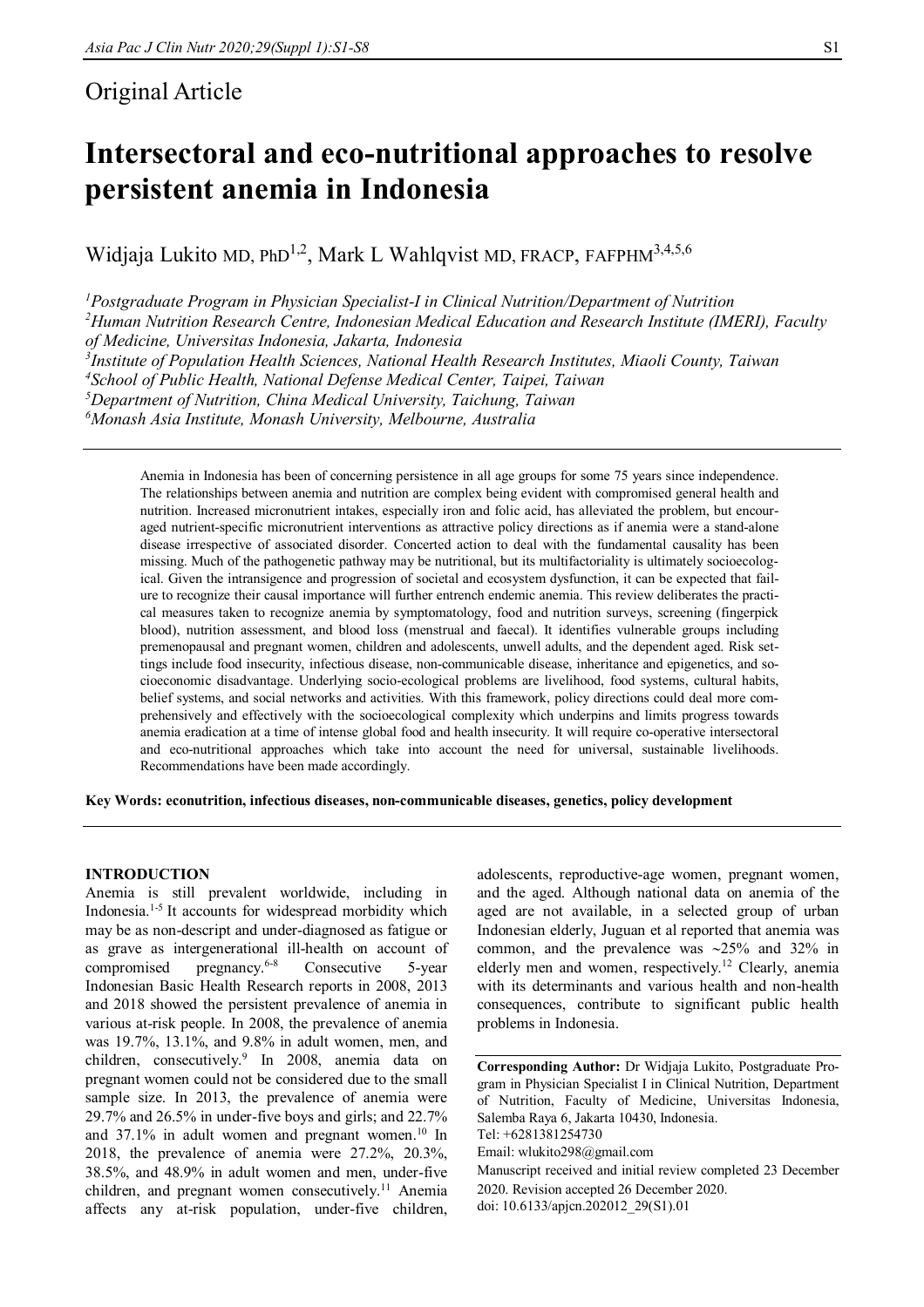Original Article

# Intersectoral and eco-nutritional approaches to resolve persistent anemia in Indonesia

Widjaja Lukito MD, PhD[1,2], Mark L Wahlqvist MD, FRACP, FAFPHM[3,4,5,6]

*[1]Postgraduate Program in Physician Specialist-I in Clinical Nutrition/Department of Nutrition*
*[2]Human Nutrition Research Centre, Indonesian Medical Education and Research Institute (IMERI), Faculty of Medicine, Universitas Indonesia, Jakarta, Indonesia*
*[3]Institute of Population Health Sciences, National Health Research Institutes, Miaoli County, Taiwan*
*[4]School of Public Health, National Defense Medical Center, Taipei, Taiwan*
*[5]Department of Nutrition, China Medical University, Taichung, Taiwan*
*[6]Monash Asia Institute, Monash University, Melbourne, Australia*

Anemia in Indonesia has been of concerning persistence in all age groups for some 75 years since independence. The relationships between anemia and nutrition are complex being evident with compromised general health and nutrition. Increased micronutrient intakes, especially iron and folic acid, has alleviated the problem, but encouraged nutrient-specific micronutrient interventions as attractive policy directions as if anemia were a stand-alone disease irrespective of associated disorder. Concerted action to deal with the fundamental causality has been missing. Much of the pathogenetic pathway may be nutritional, but its multifactoriality is ultimately socioecological. Given the intransigence and progression of societal and ecosystem dysfunction, it can be expected that failure to recognize their causal importance will further entrench endemic anemia. This review deliberates the practical measures taken to recognize anemia by symptomatology, food and nutrition surveys, screening (fingerpick blood), nutrition assessment, and blood loss (menstrual and faecal). It identifies vulnerable groups including premenopausal and pregnant women, children and adolescents, unwell adults, and the dependent aged. Risk settings include food insecurity, infectious disease, non-communicable disease, inheritance and epigenetics, and socioeconomic disadvantage. Underlying socio-ecological problems are livelihood, food systems, cultural habits, belief systems, and social networks and activities. With this framework, policy directions could deal more comprehensively and effectively with the socioecological complexity which underpins and limits progress towards anemia eradication at a time of intense global food and health insecurity. It will require co-operative intersectoral and eco-nutritional approaches which take into account the need for universal, sustainable livelihoods. Recommendations have been made accordingly.

**Key Words: econutrition, infectious diseases, non-communicable diseases, genetics, policy development**

## INTRODUCTION

Anemia is still prevalent worldwide, including in Indonesia.[1-5] It accounts for widespread morbidity which may be as non-descript and under-diagnosed as fatigue or as grave as intergenerational ill-health on account of compromised pregnancy.[6-8] Consecutive 5-year Indonesian Basic Health Research reports in 2008, 2013 and 2018 showed the persistent prevalence of anemia in various at-risk people. In 2008, the prevalence of anemia was 19.7%, 13.1%, and 9.8% in adult women, men, and children, consecutively.[9] In 2008, anemia data on pregnant women could not be considered due to the small sample size. In 2013, the prevalence of anemia were 29.7% and 26.5% in under-five boys and girls; and 22.7% and 37.1% in adult women and pregnant women.[10] In 2018, the prevalence of anemia were 27.2%, 20.3%, 38.5%, and 48.9% in adult women and men, under-five children, and pregnant women consecutively.[11] Anemia affects any at-risk population, under-five children, adolescents, reproductive-age women, pregnant women, and the aged. Although national data on anemia of the aged are not available, in a selected group of urban Indonesian elderly, Juguan et al reported that anemia was common, and the prevalence was ~25% and 32% in elderly men and women, respectively.[12] Clearly, anemia with its determinants and various health and non-health consequences, contribute to significant public health problems in Indonesia.

**Corresponding Author:** Dr Widjaja Lukito, Postgraduate Program in Physician Specialist I in Clinical Nutrition, Department of Nutrition, Faculty of Medicine, Universitas Indonesia, Salemba Raya 6, Jakarta 10430, Indonesia.
Tel: +6281381254730
Email: wlukito298@gmail.com
Manuscript received and initial review completed 23 December 2020. Revision accepted 26 December 2020.
doi: 10.6133/apjcn.202012_29(S1).01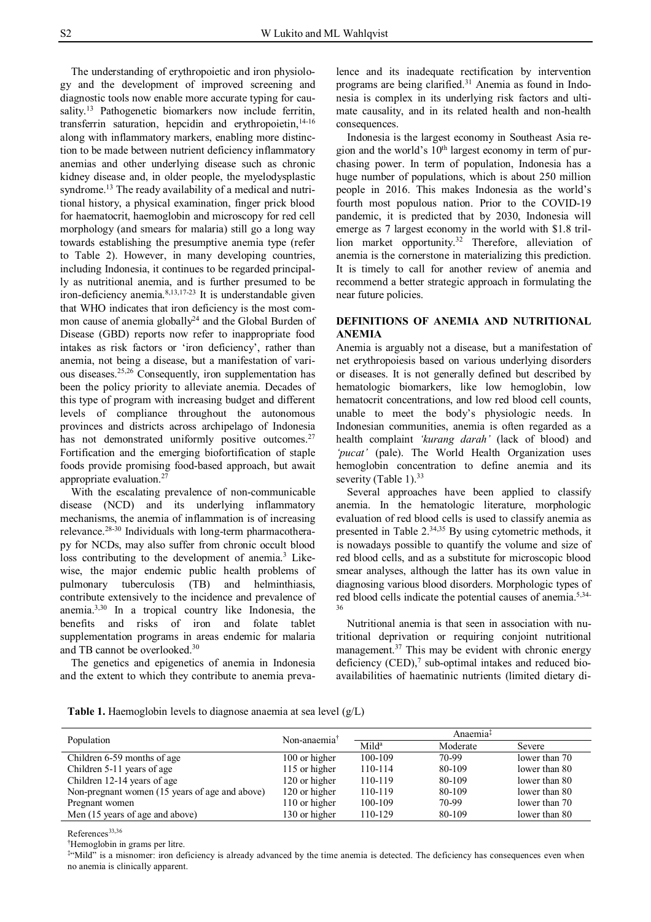The understanding of erythropoietic and iron physiology and the development of improved screening and diagnostic tools now enable more accurate typing for causality.[13] Pathogenetic biomarkers now include ferritin, transferrin saturation, hepcidin and erythropoietin,[14-16] along with inflammatory markers, enabling more distinction to be made between nutrient deficiency inflammatory anemias and other underlying disease such as chronic kidney disease and, in older people, the myelodysplastic syndrome.[13] The ready availability of a medical and nutritional history, a physical examination, finger prick blood for haematocrit, haemoglobin and microscopy for red cell morphology (and smears for malaria) still go a long way towards establishing the presumptive anemia type (refer to Table 2). However, in many developing countries, including Indonesia, it continues to be regarded principally as nutritional anemia, and is further presumed to be iron-deficiency anemia.[8,13,17-23] It is understandable given that WHO indicates that iron deficiency is the most common cause of anemia globally[24] and the Global Burden of Disease (GBD) reports now refer to inappropriate food intakes as risk factors or 'iron deficiency', rather than anemia, not being a disease, but a manifestation of various diseases.[25,26] Consequently, iron supplementation has been the policy priority to alleviate anemia. Decades of this type of program with increasing budget and different levels of compliance throughout the autonomous provinces and districts across archipelago of Indonesia has not demonstrated uniformly positive outcomes.[27] Fortification and the emerging biofortification of staple foods provide promising food-based approach, but await appropriate evaluation.[27]

With the escalating prevalence of non-communicable disease (NCD) and its underlying inflammatory mechanisms, the anemia of inflammation is of increasing relevance.[28-30] Individuals with long-term pharmacotherapy for NCDs, may also suffer from chronic occult blood loss contributing to the development of anemia.[3] Likewise, the major endemic public health problems of pulmonary tuberculosis (TB) and helminthiasis, contribute extensively to the incidence and prevalence of anemia.[3,30] In a tropical country like Indonesia, the benefits and risks of iron and folate tablet supplementation programs in areas endemic for malaria and TB cannot be overlooked.[30]

The genetics and epigenetics of anemia in Indonesia and the extent to which they contribute to anemia prevalence and its inadequate rectification by intervention programs are being clarified.[31] Anemia as found in Indonesia is complex in its underlying risk factors and ultimate causality, and in its related health and non-health consequences.

Indonesia is the largest economy in Southeast Asia region and the world's 10th largest economy in term of purchasing power. In term of population, Indonesia has a huge number of populations, which is about 250 million people in 2016. This makes Indonesia as the world's fourth most populous nation. Prior to the COVID-19 pandemic, it is predicted that by 2030, Indonesia will emerge as 7 largest economy in the world with \$1.8 trillion market opportunity.[32] Therefore, alleviation of anemia is the cornerstone in materializing this prediction. It is timely to call for another review of anemia and recommend a better strategic approach in formulating the near future policies.

## DEFINITIONS OF ANEMIA AND NUTRITIONAL ANEMIA

Anemia is arguably not a disease, but a manifestation of net erythropoiesis based on various underlying disorders or diseases. It is not generally defined but described by hematologic biomarkers, like low hemoglobin, low hematocrit concentrations, and low red blood cell counts, unable to meet the body's physiologic needs. In Indonesian communities, anemia is often regarded as a health complaint *'kurang darah'* (lack of blood) and *'pucat'* (pale). The World Health Organization uses hemoglobin concentration to define anemia and its severity (Table 1).[33]

Several approaches have been applied to classify anemia. In the hematologic literature, morphologic evaluation of red blood cells is used to classify anemia as presented in Table 2.[34,35] By using cytometric methods, it is nowadays possible to quantify the volume and size of red blood cells, and as a substitute for microscopic blood smear analyses, although the latter has its own value in diagnosing various blood disorders. Morphologic types of red blood cells indicate the potential causes of anemia.[5,34-36]

Nutritional anemia is that seen in association with nutritional deprivation or requiring conjoint nutritional management.[37] This may be evident with chronic energy deficiency (CED),[7] sub-optimal intakes and reduced bioavailabilities of haematinic nutrients (limited dietary di-

**Table 1.** Haemoglobin levels to diagnose anaemia at sea level (g/L)

| Population | Non-anaemia[†] | Anaemia[‡] | | |
|---|---|---|---|---|
| | | Mild[a] | Moderate | Severe |
| Children 6-59 months of age | 100 or higher | 100-109 | 70-99 | lower than 70 |
| Children 5-11 years of age | 115 or higher | 110-114 | 80-109 | lower than 80 |
| Children 12-14 years of age | 120 or higher | 110-119 | 80-109 | lower than 80 |
| Non-pregnant women (15 years of age and above) | 120 or higher | 110-119 | 80-109 | lower than 80 |
| Pregnant women | 110 or higher | 100-109 | 70-99 | lower than 70 |
| Men (15 years of age and above) | 130 or higher | 110-129 | 80-109 | lower than 80 |

References[33,36]

[†]Hemoglobin in grams per litre.

[‡]"Mild" is a misnomer: iron deficiency is already advanced by the time anemia is detected. The deficiency has consequences even when no anemia is clinically apparent.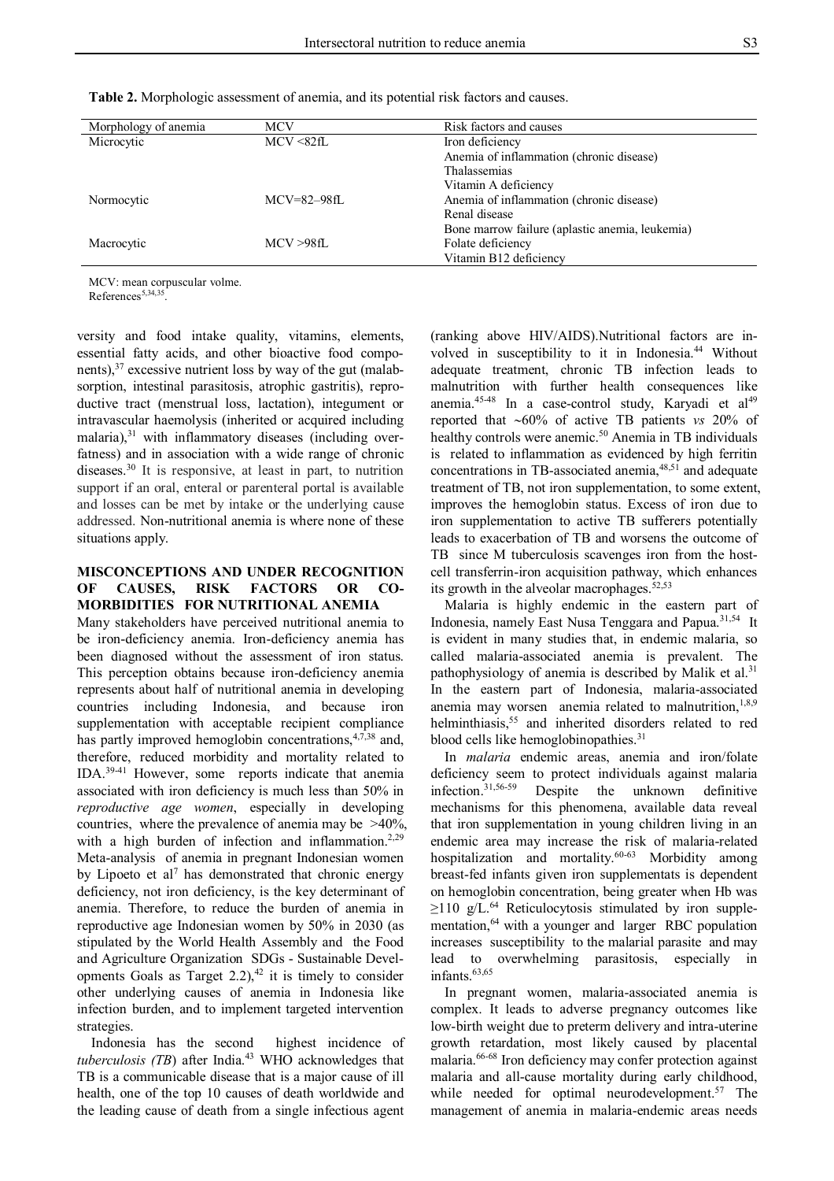**Table 2.** Morphologic assessment of anemia, and its potential risk factors and causes.

| Morphology of anemia | MCV | Risk factors and causes |
|---|---|---|
| Microcytic | MCV <82fL | Iron deficiency |
| | | Anemia of inflammation (chronic disease) |
| | | Thalassemias |
| | | Vitamin A deficiency |
| Normocytic | MCV=82–98fL | Anemia of inflammation (chronic disease) |
| | | Renal disease |
| | | Bone marrow failure (aplastic anemia, leukemia) |
| Macrocytic | MCV >98fL | Folate deficiency |
| | | Vitamin B12 deficiency |

MCV: mean corpuscular volme.
References[5,34,35].

versity and food intake quality, vitamins, elements, essential fatty acids, and other bioactive food components),[37] excessive nutrient loss by way of the gut (malabsorption, intestinal parasitosis, atrophic gastritis), reproductive tract (menstrual loss, lactation), integument or intravascular haemolysis (inherited or acquired including malaria),[31] with inflammatory diseases (including overfatness) and in association with a wide range of chronic diseases.[30] It is responsive, at least in part, to nutrition support if an oral, enteral or parenteral portal is available and losses can be met by intake or the underlying cause addressed. Non-nutritional anemia is where none of these situations apply.

## MISCONCEPTIONS AND UNDER RECOGNITION OF CAUSES, RISK FACTORS OR CO-MORBIDITIES FOR NUTRITIONAL ANEMIA

Many stakeholders have perceived nutritional anemia to be iron-deficiency anemia. Iron-deficiency anemia has been diagnosed without the assessment of iron status. This perception obtains because iron-deficiency anemia represents about half of nutritional anemia in developing countries including Indonesia, and because iron supplementation with acceptable recipient compliance has partly improved hemoglobin concentrations,[4,7,38] and, therefore, reduced morbidity and mortality related to IDA.[39-41] However, some reports indicate that anemia associated with iron deficiency is much less than 50% in *reproductive age women*, especially in developing countries, where the prevalence of anemia may be >40%, with a high burden of infection and inflammation.[2,29] Meta-analysis of anemia in pregnant Indonesian women by Lipoeto et al[7] has demonstrated that chronic energy deficiency, not iron deficiency, is the key determinant of anemia. Therefore, to reduce the burden of anemia in reproductive age Indonesian women by 50% in 2030 (as stipulated by the World Health Assembly and the Food and Agriculture Organization SDGs - Sustainable Developments Goals as Target 2.2),[42] it is timely to consider other underlying causes of anemia in Indonesia like infection burden, and to implement targeted intervention strategies.

Indonesia has the second highest incidence of *tuberculosis (TB*) after India.[43] WHO acknowledges that TB is a communicable disease that is a major cause of ill health, one of the top 10 causes of death worldwide and the leading cause of death from a single infectious agent (ranking above HIV/AIDS).Nutritional factors are involved in susceptibility to it in Indonesia.[44] Without adequate treatment, chronic TB infection leads to malnutrition with further health consequences like anemia.[45-48] In a case-control study, Karyadi et al[49] reported that ~60% of active TB patients *vs* 20% of healthy controls were anemic.[50] Anemia in TB individuals is related to inflammation as evidenced by high ferritin concentrations in TB-associated anemia,[48,51] and adequate treatment of TB, not iron supplementation, to some extent, improves the hemoglobin status. Excess of iron due to iron supplementation to active TB sufferers potentially leads to exacerbation of TB and worsens the outcome of TB since M tuberculosis scavenges iron from the host-cell transferrin-iron acquisition pathway, which enhances its growth in the alveolar macrophages.[52,53]

Malaria is highly endemic in the eastern part of Indonesia, namely East Nusa Tenggara and Papua.[31,54] It is evident in many studies that, in endemic malaria, so called malaria-associated anemia is prevalent. The pathophysiology of anemia is described by Malik et al.[31] In the eastern part of Indonesia, malaria-associated anemia may worsen anemia related to malnutrition,[1,8,9] helminthiasis,[55] and inherited disorders related to red blood cells like hemoglobinopathies.[31]

In *malaria* endemic areas, anemia and iron/folate deficiency seem to protect individuals against malaria infection.[31,56-59] Despite the unknown definitive mechanisms for this phenomena, available data reveal that iron supplementation in young children living in an endemic area may increase the risk of malaria-related hospitalization and mortality.[60-63] Morbidity among breast-fed infants given iron supplementats is dependent on hemoglobin concentration, being greater when Hb was ≥110 g/L.[64] Reticulocytosis stimulated by iron supplementation,[64] with a younger and larger RBC population increases susceptibility to the malarial parasite and may lead to overwhelming parasitosis, especially in infants.[63,65]

In pregnant women, malaria-associated anemia is complex. It leads to adverse pregnancy outcomes like low-birth weight due to preterm delivery and intra-uterine growth retardation, most likely caused by placental malaria.[66-68] Iron deficiency may confer protection against malaria and all-cause mortality during early childhood, while needed for optimal neurodevelopment.[57] The management of anemia in malaria-endemic areas needs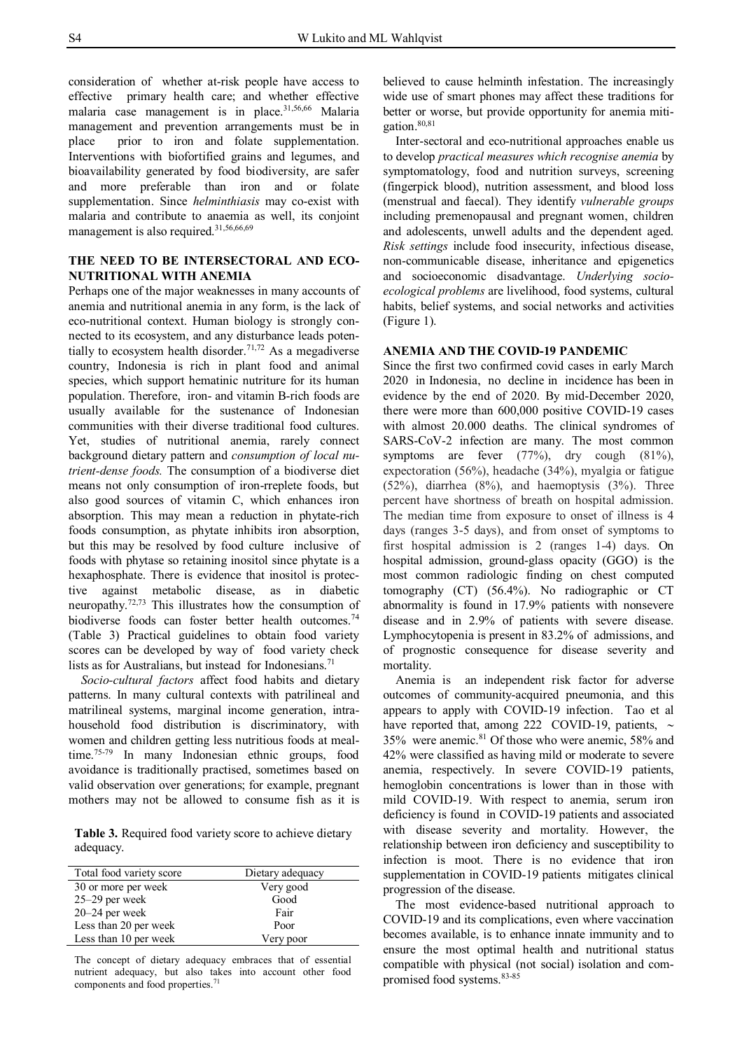consideration of whether at-risk people have access to effective primary health care; and whether effective malaria case management is in place.[31,56,66] Malaria management and prevention arrangements must be in place prior to iron and folate supplementation. Interventions with biofortified grains and legumes, and bioavailability generated by food biodiversity, are safer and more preferable than iron and or folate supplementation. Since *helminthiasis* may co-exist with malaria and contribute to anaemia as well, its conjoint management is also required.[31,56,66,69]

## THE NEED TO BE INTERSECTORAL AND ECO-NUTRITIONAL WITH ANEMIA

Perhaps one of the major weaknesses in many accounts of anemia and nutritional anemia in any form, is the lack of eco-nutritional context. Human biology is strongly connected to its ecosystem, and any disturbance leads potentially to ecosystem health disorder.[71,72] As a megadiverse country, Indonesia is rich in plant food and animal species, which support hematinic nutriture for its human population. Therefore, iron- and vitamin B-rich foods are usually available for the sustenance of Indonesian communities with their diverse traditional food cultures. Yet, studies of nutritional anemia, rarely connect background dietary pattern and *consumption of local nutrient-dense foods.* The consumption of a biodiverse diet means not only consumption of iron-rreplete foods, but also good sources of vitamin C, which enhances iron absorption. This may mean a reduction in phytate-rich foods consumption, as phytate inhibits iron absorption, but this may be resolved by food culture inclusive of foods with phytase so retaining inositol since phytate is a hexaphosphate. There is evidence that inositol is protective against metabolic disease, as in diabetic neuropathy.[72,73] This illustrates how the consumption of biodiverse foods can foster better health outcomes.[74] (Table 3) Practical guidelines to obtain food variety scores can be developed by way of food variety check lists as for Australians, but instead for Indonesians.[71]

*Socio-cultural factors* affect food habits and dietary patterns. In many cultural contexts with patrilineal and matrilineal systems, marginal income generation, intra-household food distribution is discriminatory, with women and children getting less nutritious foods at mealtime.[75-79] In many Indonesian ethnic groups, food avoidance is traditionally practised, sometimes based on valid observation over generations; for example, pregnant mothers may not be allowed to consume fish as it is believed to cause helminth infestation. The increasingly wide use of smart phones may affect these traditions for better or worse, but provide opportunity for anemia mitigation.[80,81]

**Table 3.** Required food variety score to achieve dietary adequacy.

| Total food variety score | Dietary adequacy |
|---|---|
| 30 or more per week | Very good |
| 25–29 per week | Good |
| 20–24 per week | Fair |
| Less than 20 per week | Poor |
| Less than 10 per week | Very poor |

The concept of dietary adequacy embraces that of essential nutrient adequacy, but also takes into account other food components and food properties.[71]

Inter-sectoral and eco-nutritional approaches enable us to develop *practical measures which recognise anemia* by symptomatology, food and nutrition surveys, screening (fingerpick blood), nutrition assessment, and blood loss (menstrual and faecal). They identify *vulnerable groups* including premenopausal and pregnant women, children and adolescents, unwell adults and the dependent aged. *Risk settings* include food insecurity, infectious disease, non-communicable disease, inheritance and epigenetics and socioeconomic disadvantage. *Underlying socio-ecological problems* are livelihood, food systems, cultural habits, belief systems, and social networks and activities (Figure 1).

## ANEMIA AND THE COVID-19 PANDEMIC

Since the first two confirmed covid cases in early March 2020 in Indonesia, no decline in incidence has been in evidence by the end of 2020. By mid-December 2020, there were more than 600,000 positive COVID-19 cases with almost 20.000 deaths. The clinical syndromes of SARS-CoV-2 infection are many. The most common symptoms are fever (77%), dry cough (81%), expectoration (56%), headache (34%), myalgia or fatigue (52%), diarrhea (8%), and haemoptysis (3%). Three percent have shortness of breath on hospital admission. The median time from exposure to onset of illness is 4 days (ranges 3-5 days), and from onset of symptoms to first hospital admission is 2 (ranges 1-4) days. On hospital admission, ground-glass opacity (GGO) is the most common radiologic finding on chest computed tomography (CT) (56.4%). No radiographic or CT abnormality is found in 17.9% patients with nonsevere disease and in 2.9% of patients with severe disease. Lymphocytopenia is present in 83.2% of admissions, and of prognostic consequence for disease severity and mortality.

Anemia is an independent risk factor for adverse outcomes of community-acquired pneumonia, and this appears to apply with COVID-19 infection. Tao et al have reported that, among 222 COVID-19, patients, ~ 35% were anemic.[81] Of those who were anemic, 58% and 42% were classified as having mild or moderate to severe anemia, respectively. In severe COVID-19 patients, hemoglobin concentrations is lower than in those with mild COVID-19. With respect to anemia, serum iron deficiency is found in COVID-19 patients and associated with disease severity and mortality. However, the relationship between iron deficiency and susceptibility to infection is moot. There is no evidence that iron supplementation in COVID-19 patients mitigates clinical progression of the disease.

The most evidence-based nutritional approach to COVID-19 and its complications, even where vaccination becomes available, is to enhance innate immunity and to ensure the most optimal health and nutritional status compatible with physical (not social) isolation and compromised food systems.[83-85]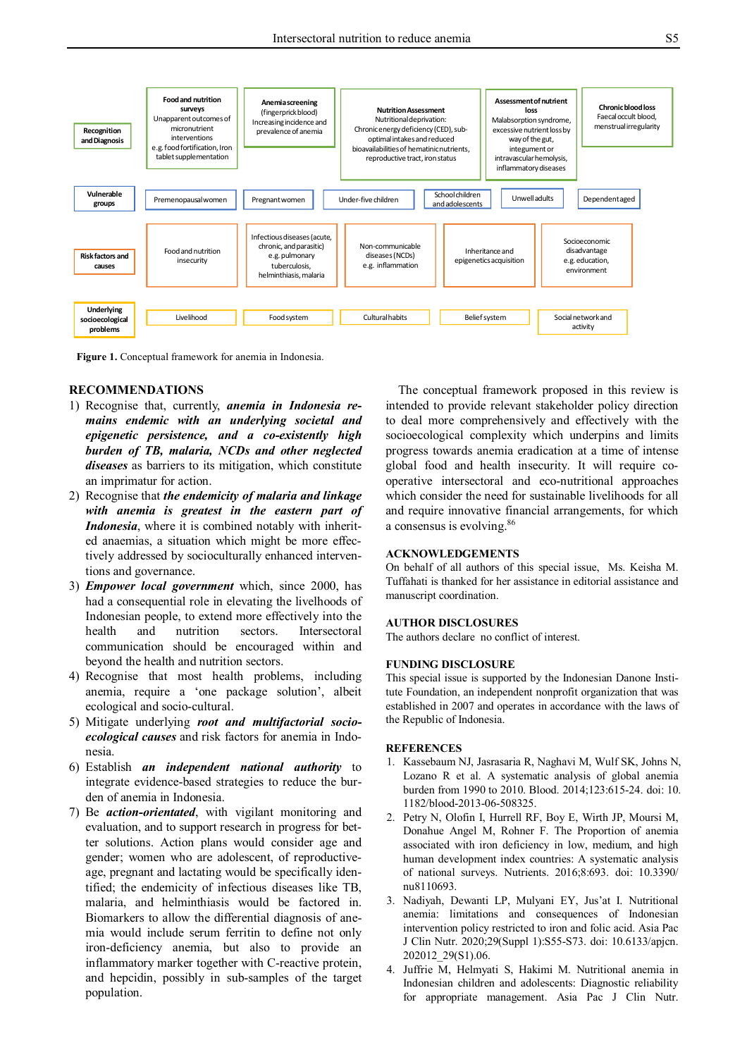| | | | | | | |
|---|---|---|---|---|---|---|
| **Recognition and Diagnosis** | **Food and nutrition surveys** Unapparent outcomes of micronutrient interventions e.g. food fortification, Iron tablet supplementation | **Anemia screening** (fingerprick blood) Increasing incidence and prevalence of anemia | **Nutrition Assessment** Nutritional deprivation: Chronic energy deficiency (CED), sub-optimal intakes and reduced bioavailabilities of hematinic nutrients, reproductive tract, iron status | **Assessment of nutrient loss** Malabsorption syndrome, excessive nutrient loss by way of the gut, integument or intravascular hemolysis, inflammatory diseases | **Chronic blood loss** Faecal occult blood, menstrual irregularity | |
| **Vulnerable groups** | Premenopausal women | Pregnant women | Under-five children | School children and adolescents | Unwell adults | Dependent aged |
| **Risk factors and causes** | Food and nutrition insecurity | Infectious diseases (acute, chronic, and parasitic) e.g. pulmonary tuberculosis, helminthiasis, malaria | Non-communicable diseases (NCDs) e.g. inflammation | Inheritance and epigenetics acquisition | Socioeconomic disadvantage e.g. education, environment | |
| **Underlying socioecological problems** | Livelihood | Food system | Cultural habits | Belief system | Social network and activity | |

**Figure 1.** Conceptual framework for anemia in Indonesia.

## RECOMMENDATIONS

1) Recognise that, currently, ***anemia in Indonesia remains endemic with an underlying societal and epigenetic persistence, and a co-existently high burden of TB, malaria, NCDs and other neglected diseases*** as barriers to its mitigation, which constitute an imprimatur for action.
2) Recognise that ***the endemicity of malaria and linkage with anemia is greatest in the eastern part of Indonesia***, where it is combined notably with inherited anaemias, a situation which might be more effectively addressed by socioculturally enhanced interventions and governance.
3) ***Empower local government*** which, since 2000, has had a consequential role in elevating the livelihoods of Indonesian people, to extend more effectively into the health and nutrition sectors. Intersectoral communication should be encouraged within and beyond the health and nutrition sectors.
4) Recognise that most health problems, including anemia, require a 'one package solution', albeit ecological and socio-cultural.
5) Mitigate underlying ***root and multifactorial socio-ecological causes*** and risk factors for anemia in Indonesia.
6) Establish ***an independent national authority*** to integrate evidence-based strategies to reduce the burden of anemia in Indonesia.
7) Be ***action-orientated***, with vigilant monitoring and evaluation, and to support research in progress for better solutions. Action plans would consider age and gender; women who are adolescent, of reproductive-age, pregnant and lactating would be specifically identified; the endemicity of infectious diseases like TB, malaria, and helminthiasis would be factored in. Biomarkers to allow the differential diagnosis of anemia would include serum ferritin to define not only iron-deficiency anemia, but also to provide an inflammatory marker together with C-reactive protein, and hepcidin, possibly in sub-samples of the target population.

The conceptual framework proposed in this review is intended to provide relevant stakeholder policy direction to deal more comprehensively and effectively with the socioecological complexity which underpins and limits progress towards anemia eradication at a time of intense global food and health insecurity. It will require co-operative intersectoral and eco-nutritional approaches which consider the need for sustainable livelihoods for all and require innovative financial arrangements, for which a consensus is evolving.[86]

## ACKNOWLEDGEMENTS

On behalf of all authors of this special issue, Ms. Keisha M. Tuffahati is thanked for her assistance in editorial assistance and manuscript coordination.

## AUTHOR DISCLOSURES

The authors declare no conflict of interest.

## FUNDING DISCLOSURE

This special issue is supported by the Indonesian Danone Institute Foundation, an independent nonprofit organization that was established in 2007 and operates in accordance with the laws of the Republic of Indonesia.

## REFERENCES

1. Kassebaum NJ, Jasrasaria R, Naghavi M, Wulf SK, Johns N, Lozano R et al. A systematic analysis of global anemia burden from 1990 to 2010. Blood. 2014;123:615-24. doi: 10.1182/blood-2013-06-508325.
2. Petry N, Olofin I, Hurrell RF, Boy E, Wirth JP, Moursi M, Donahue Angel M, Rohner F. The Proportion of anemia associated with iron deficiency in low, medium, and high human development index countries: A systematic analysis of national surveys. Nutrients. 2016;8:693. doi: 10.3390/nu8110693.
3. Nadiyah, Dewanti LP, Mulyani EY, Jus'at I. Nutritional anemia: limitations and consequences of Indonesian intervention policy restricted to iron and folic acid. Asia Pac J Clin Nutr. 2020;29(Suppl 1):S55-S73. doi: 10.6133/apjcn.202012_29(S1).06.
4. Juffrie M, Helmyati S, Hakimi M. Nutritional anemia in Indonesian children and adolescents: Diagnostic reliability for appropriate management. Asia Pac J Clin Nutr.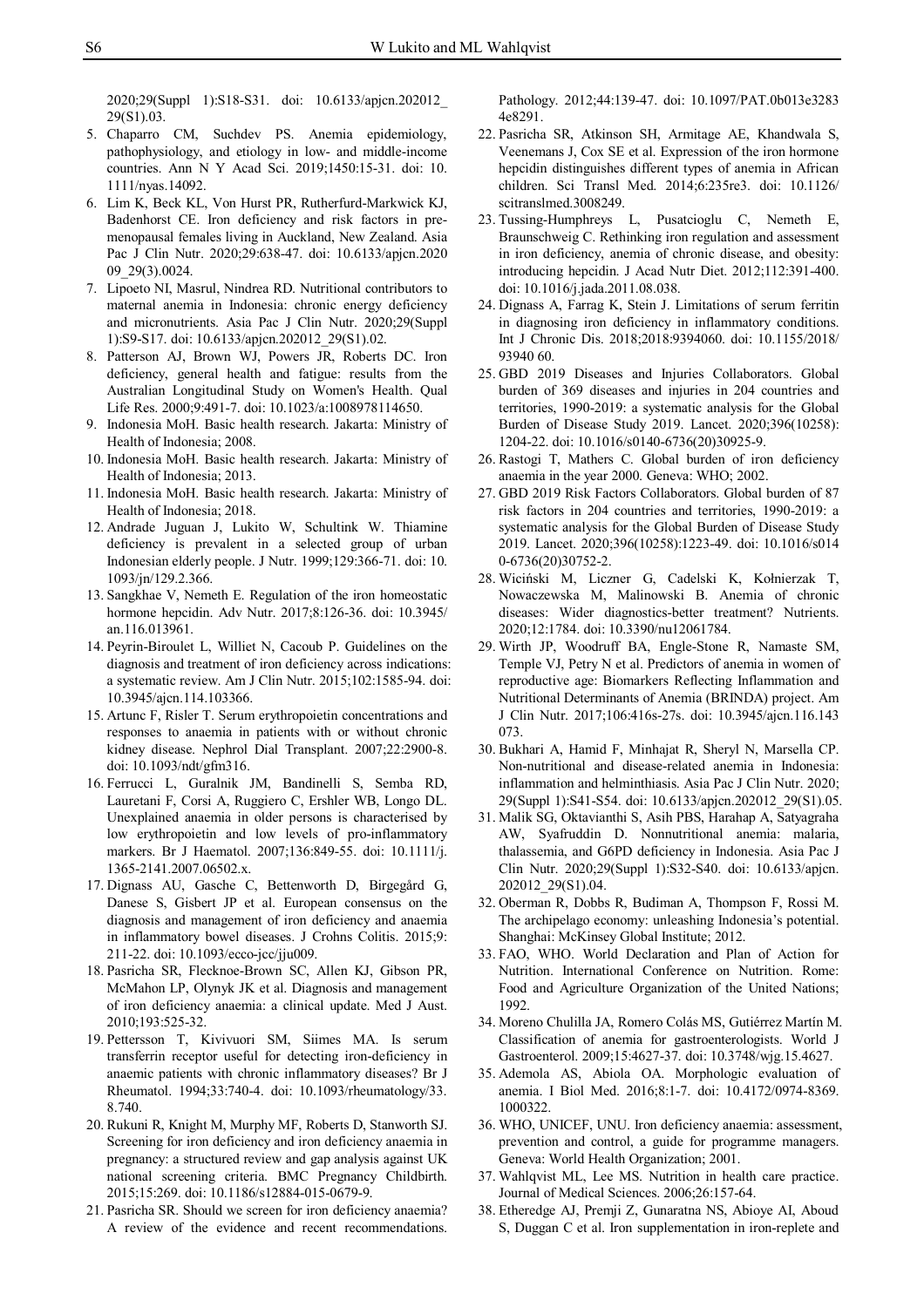2020;29(Suppl 1):S18-S31. doi: 10.6133/apjcn.202012_29(S1).03.

5. Chaparro CM, Suchdev PS. Anemia epidemiology, pathophysiology, and etiology in low- and middle-income countries. Ann N Y Acad Sci. 2019;1450:15-31. doi: 10.1111/nyas.14092.
6. Lim K, Beck KL, Von Hurst PR, Rutherfurd-Markwick KJ, Badenhorst CE. Iron deficiency and risk factors in premenopausal females living in Auckland, New Zealand. Asia Pac J Clin Nutr. 2020;29:638-47. doi: 10.6133/apjcn.202009_29(3).0024.
7. Lipoeto NI, Masrul, Nindrea RD. Nutritional contributors to maternal anemia in Indonesia: chronic energy deficiency and micronutrients. Asia Pac J Clin Nutr. 2020;29(Suppl 1):S9-S17. doi: 10.6133/apjcn.202012_29(S1).02.
8. Patterson AJ, Brown WJ, Powers JR, Roberts DC. Iron deficiency, general health and fatigue: results from the Australian Longitudinal Study on Women's Health. Qual Life Res. 2000;9:491-7. doi: 10.1023/a:1008978114650.
9. Indonesia MoH. Basic health research. Jakarta: Ministry of Health of Indonesia; 2008.
10. Indonesia MoH. Basic health research. Jakarta: Ministry of Health of Indonesia; 2013.
11. Indonesia MoH. Basic health research. Jakarta: Ministry of Health of Indonesia; 2018.
12. Andrade Juguan J, Lukito W, Schultink W. Thiamine deficiency is prevalent in a selected group of urban Indonesian elderly people. J Nutr. 1999;129:366-71. doi: 10.1093/jn/129.2.366.
13. Sangkhae V, Nemeth E. Regulation of the iron homeostatic hormone hepcidin. Adv Nutr. 2017;8:126-36. doi: 10.3945/an.116.013961.
14. Peyrin-Biroulet L, Williet N, Cacoub P. Guidelines on the diagnosis and treatment of iron deficiency across indications: a systematic review. Am J Clin Nutr. 2015;102:1585-94. doi: 10.3945/ajcn.114.103366.
15. Artunc F, Risler T. Serum erythropoietin concentrations and responses to anaemia in patients with or without chronic kidney disease. Nephrol Dial Transplant. 2007;22:2900-8. doi: 10.1093/ndt/gfm316.
16. Ferrucci L, Guralnik JM, Bandinelli S, Semba RD, Lauretani F, Corsi A, Ruggiero C, Ershler WB, Longo DL. Unexplained anaemia in older persons is characterised by low erythropoietin and low levels of pro-inflammatory markers. Br J Haematol. 2007;136:849-55. doi: 10.1111/j.1365-2141.2007.06502.x.
17. Dignass AU, Gasche C, Bettenworth D, Birgegård G, Danese S, Gisbert JP et al. European consensus on the diagnosis and management of iron deficiency and anaemia in inflammatory bowel diseases. J Crohns Colitis. 2015;9:211-22. doi: 10.1093/ecco-jcc/jju009.
18. Pasricha SR, Flecknoe-Brown SC, Allen KJ, Gibson PR, McMahon LP, Olynyk JK et al. Diagnosis and management of iron deficiency anaemia: a clinical update. Med J Aust. 2010;193:525-32.
19. Pettersson T, Kivivuori SM, Siimes MA. Is serum transferrin receptor useful for detecting iron-deficiency in anaemic patients with chronic inflammatory diseases? Br J Rheumatol. 1994;33:740-4. doi: 10.1093/rheumatology/33.8.740.
20. Rukuni R, Knight M, Murphy MF, Roberts D, Stanworth SJ. Screening for iron deficiency and iron deficiency anaemia in pregnancy: a structured review and gap analysis against UK national screening criteria. BMC Pregnancy Childbirth. 2015;15:269. doi: 10.1186/s12884-015-0679-9.
21. Pasricha SR. Should we screen for iron deficiency anaemia? A review of the evidence and recent recommendations. Pathology. 2012;44:139-47. doi: 10.1097/PAT.0b013e32834e8291.
22. Pasricha SR, Atkinson SH, Armitage AE, Khandwala S, Veenemans J, Cox SE et al. Expression of the iron hormone hepcidin distinguishes different types of anemia in African children. Sci Transl Med. 2014;6:235re3. doi: 10.1126/scitranslmed.3008249.
23. Tussing-Humphreys L, Pusatcioglu C, Nemeth E, Braunschweig C. Rethinking iron regulation and assessment in iron deficiency, anemia of chronic disease, and obesity: introducing hepcidin. J Acad Nutr Diet. 2012;112:391-400. doi: 10.1016/j.jada.2011.08.038.
24. Dignass A, Farrag K, Stein J. Limitations of serum ferritin in diagnosing iron deficiency in inflammatory conditions. Int J Chronic Dis. 2018;2018:9394060. doi: 10.1155/2018/9394060.
25. GBD 2019 Diseases and Injuries Collaborators. Global burden of 369 diseases and injuries in 204 countries and territories, 1990-2019: a systematic analysis for the Global Burden of Disease Study 2019. Lancet. 2020;396(10258):1204-22. doi: 10.1016/s0140-6736(20)30925-9.
26. Rastogi T, Mathers C. Global burden of iron deficiency anaemia in the year 2000. Geneva: WHO; 2002.
27. GBD 2019 Risk Factors Collaborators. Global burden of 87 risk factors in 204 countries and territories, 1990-2019: a systematic analysis for the Global Burden of Disease Study 2019. Lancet. 2020;396(10258):1223-49. doi: 10.1016/s0140-6736(20)30752-2.
28. Wiciński M, Liczner G, Cadelski K, Kołnierzak T, Nowaczewska M, Malinowski B. Anemia of chronic diseases: Wider diagnostics-better treatment? Nutrients. 2020;12:1784. doi: 10.3390/nu12061784.
29. Wirth JP, Woodruff BA, Engle-Stone R, Namaste SM, Temple VJ, Petry N et al. Predictors of anemia in women of reproductive age: Biomarkers Reflecting Inflammation and Nutritional Determinants of Anemia (BRINDA) project. Am J Clin Nutr. 2017;106:416s-27s. doi: 10.3945/ajcn.116.143073.
30. Bukhari A, Hamid F, Minhajat R, Sheryl N, Marsella CP. Non-nutritional and disease-related anemia in Indonesia: inflammation and helminthiasis. Asia Pac J Clin Nutr. 2020;29(Suppl 1):S41-S54. doi: 10.6133/apjcn.202012_29(S1).05.
31. Malik SG, Oktavianthi S, Asih PBS, Harahap A, Satyagraha AW, Syafruddin D. Nonnutritional anemia: malaria, thalassemia, and G6PD deficiency in Indonesia. Asia Pac J Clin Nutr. 2020;29(Suppl 1):S32-S40. doi: 10.6133/apjcn.202012_29(S1).04.
32. Oberman R, Dobbs R, Budiman A, Thompson F, Rossi M. The archipelago economy: unleashing Indonesia's potential. Shanghai: McKinsey Global Institute; 2012.
33. FAO, WHO. World Declaration and Plan of Action for Nutrition. International Conference on Nutrition. Rome: Food and Agriculture Organization of the United Nations; 1992.
34. Moreno Chulilla JA, Romero Colás MS, Gutiérrez Martín M. Classification of anemia for gastroenterologists. World J Gastroenterol. 2009;15:4627-37. doi: 10.3748/wjg.15.4627.
35. Ademola AS, Abiola OA. Morphologic evaluation of anemia. I Biol Med. 2016;8:1-7. doi: 10.4172/0974-8369.1000322.
36. WHO, UNICEF, UNU. Iron deficiency anaemia: assessment, prevention and control, a guide for programme managers. Geneva: World Health Organization; 2001.
37. Wahlqvist ML, Lee MS. Nutrition in health care practice. Journal of Medical Sciences. 2006;26:157-64.
38. Etheredge AJ, Premji Z, Gunaratna NS, Abioye AI, Aboud S, Duggan C et al. Iron supplementation in iron-replete and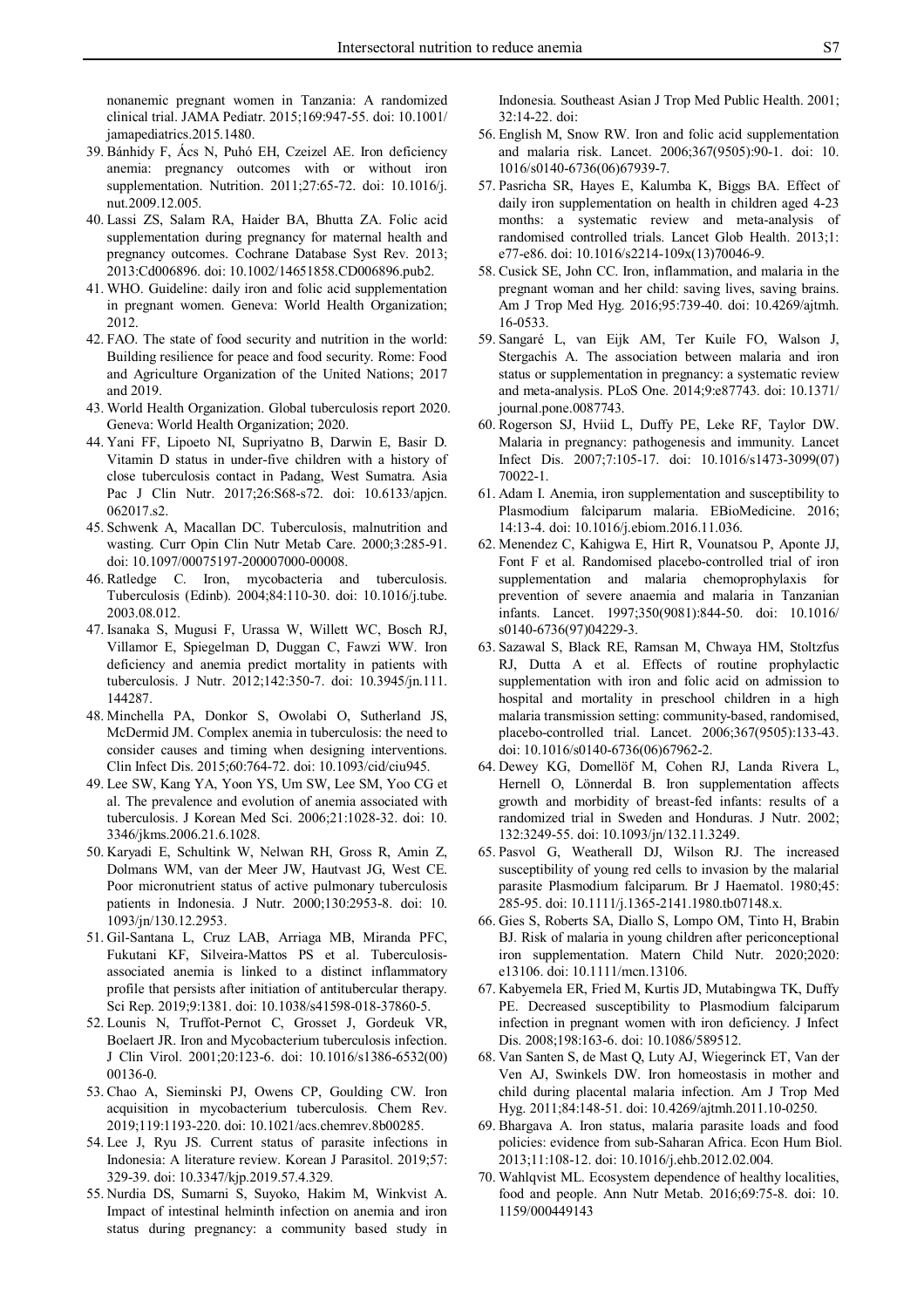nonanemic pregnant women in Tanzania: A randomized clinical trial. JAMA Pediatr. 2015;169:947-55. doi: 10.1001/jamapediatrics.2015.1480.

39. Bánhidy F, Ács N, Puhó EH, Czeizel AE. Iron deficiency anemia: pregnancy outcomes with or without iron supplementation. Nutrition. 2011;27:65-72. doi: 10.1016/j.nut.2009.12.005.
40. Lassi ZS, Salam RA, Haider BA, Bhutta ZA. Folic acid supplementation during pregnancy for maternal health and pregnancy outcomes. Cochrane Database Syst Rev. 2013; 2013:Cd006896. doi: 10.1002/14651858.CD006896.pub2.
41. WHO. Guideline: daily iron and folic acid supplementation in pregnant women. Geneva: World Health Organization; 2012.
42. FAO. The state of food security and nutrition in the world: Building resilience for peace and food security. Rome: Food and Agriculture Organization of the United Nations; 2017 and 2019.
43. World Health Organization. Global tuberculosis report 2020. Geneva: World Health Organization; 2020.
44. Yani FF, Lipoeto NI, Supriyatno B, Darwin E, Basir D. Vitamin D status in under-five children with a history of close tuberculosis contact in Padang, West Sumatra. Asia Pac J Clin Nutr. 2017;26:S68-s72. doi: 10.6133/apjcn.062017.s2.
45. Schwenk A, Macallan DC. Tuberculosis, malnutrition and wasting. Curr Opin Clin Nutr Metab Care. 2000;3:285-91. doi: 10.1097/00075197-200007000-00008.
46. Ratledge C. Iron, mycobacteria and tuberculosis. Tuberculosis (Edinb). 2004;84:110-30. doi: 10.1016/j.tube.2003.08.012.
47. Isanaka S, Mugusi F, Urassa W, Willett WC, Bosch RJ, Villamor E, Spiegelman D, Duggan C, Fawzi WW. Iron deficiency and anemia predict mortality in patients with tuberculosis. J Nutr. 2012;142:350-7. doi: 10.3945/jn.111.144287.
48. Minchella PA, Donkor S, Owolabi O, Sutherland JS, McDermid JM. Complex anemia in tuberculosis: the need to consider causes and timing when designing interventions. Clin Infect Dis. 2015;60:764-72. doi: 10.1093/cid/ciu945.
49. Lee SW, Kang YA, Yoon YS, Um SW, Lee SM, Yoo CG et al. The prevalence and evolution of anemia associated with tuberculosis. J Korean Med Sci. 2006;21:1028-32. doi: 10.3346/jkms.2006.21.6.1028.
50. Karyadi E, Schultink W, Nelwan RH, Gross R, Amin Z, Dolmans WM, van der Meer JW, Hautvast JG, West CE. Poor micronutrient status of active pulmonary tuberculosis patients in Indonesia. J Nutr. 2000;130:2953-8. doi: 10.1093/jn/130.12.2953.
51. Gil-Santana L, Cruz LAB, Arriaga MB, Miranda PFC, Fukutani KF, Silveira-Mattos PS et al. Tuberculosis-associated anemia is linked to a distinct inflammatory profile that persists after initiation of antitubercular therapy. Sci Rep. 2019;9:1381. doi: 10.1038/s41598-018-37860-5.
52. Lounis N, Truffot-Pernot C, Grosset J, Gordeuk VR, Boelaert JR. Iron and Mycobacterium tuberculosis infection. J Clin Virol. 2001;20:123-6. doi: 10.1016/s1386-6532(00)00136-0.
53. Chao A, Sieminski PJ, Owens CP, Goulding CW. Iron acquisition in mycobacterium tuberculosis. Chem Rev. 2019;119:1193-220. doi: 10.1021/acs.chemrev.8b00285.
54. Lee J, Ryu JS. Current status of parasite infections in Indonesia: A literature review. Korean J Parasitol. 2019;57:329-39. doi: 10.3347/kjp.2019.57.4.329.
55. Nurdia DS, Sumarni S, Suyoko, Hakim M, Winkvist A. Impact of intestinal helminth infection on anemia and iron status during pregnancy: a community based study in Indonesia. Southeast Asian J Trop Med Public Health. 2001; 32:14-22. doi:
56. English M, Snow RW. Iron and folic acid supplementation and malaria risk. Lancet. 2006;367(9505):90-1. doi: 10.1016/s0140-6736(06)67939-7.
57. Pasricha SR, Hayes E, Kalumba K, Biggs BA. Effect of daily iron supplementation on health in children aged 4-23 months: a systematic review and meta-analysis of randomised controlled trials. Lancet Glob Health. 2013;1:e77-e86. doi: 10.1016/s2214-109x(13)70046-9.
58. Cusick SE, John CC. Iron, inflammation, and malaria in the pregnant woman and her child: saving lives, saving brains. Am J Trop Med Hyg. 2016;95:739-40. doi: 10.4269/ajtmh.16-0533.
59. Sangaré L, van Eijk AM, Ter Kuile FO, Walson J, Stergachis A. The association between malaria and iron status or supplementation in pregnancy: a systematic review and meta-analysis. PLoS One. 2014;9:e87743. doi: 10.1371/journal.pone.0087743.
60. Rogerson SJ, Hviid L, Duffy PE, Leke RF, Taylor DW. Malaria in pregnancy: pathogenesis and immunity. Lancet Infect Dis. 2007;7:105-17. doi: 10.1016/s1473-3099(07)70022-1.
61. Adam I. Anemia, iron supplementation and susceptibility to Plasmodium falciparum malaria. EBioMedicine. 2016; 14:13-4. doi: 10.1016/j.ebiom.2016.11.036.
62. Menendez C, Kahigwa E, Hirt R, Vounatsou P, Aponte JJ, Font F et al. Randomised placebo-controlled trial of iron supplementation and malaria chemoprophylaxis for prevention of severe anaemia and malaria in Tanzanian infants. Lancet. 1997;350(9081):844-50. doi: 10.1016/s0140-6736(97)04229-3.
63. Sazawal S, Black RE, Ramsan M, Chwaya HM, Stoltzfus RJ, Dutta A et al. Effects of routine prophylactic supplementation with iron and folic acid on admission to hospital and mortality in preschool children in a high malaria transmission setting: community-based, randomised, placebo-controlled trial. Lancet. 2006;367(9505):133-43. doi: 10.1016/s0140-6736(06)67962-2.
64. Dewey KG, Domellöf M, Cohen RJ, Landa Rivera L, Hernell O, Lönnerdal B. Iron supplementation affects growth and morbidity of breast-fed infants: results of a randomized trial in Sweden and Honduras. J Nutr. 2002; 132:3249-55. doi: 10.1093/jn/132.11.3249.
65. Pasvol G, Weatherall DJ, Wilson RJ. The increased susceptibility of young red cells to invasion by the malarial parasite Plasmodium falciparum. Br J Haematol. 1980;45:285-95. doi: 10.1111/j.1365-2141.1980.tb07148.x.
66. Gies S, Roberts SA, Diallo S, Lompo OM, Tinto H, Brabin BJ. Risk of malaria in young children after periconceptional iron supplementation. Matern Child Nutr. 2020;2020:e13106. doi: 10.1111/mcn.13106.
67. Kabyemela ER, Fried M, Kurtis JD, Mutabingwa TK, Duffy PE. Decreased susceptibility to Plasmodium falciparum infection in pregnant women with iron deficiency. J Infect Dis. 2008;198:163-6. doi: 10.1086/589512.
68. Van Santen S, de Mast Q, Luty AJ, Wiegerinck ET, Van der Ven AJ, Swinkels DW. Iron homeostasis in mother and child during placental malaria infection. Am J Trop Med Hyg. 2011;84:148-51. doi: 10.4269/ajtmh.2011.10-0250.
69. Bhargava A. Iron status, malaria parasite loads and food policies: evidence from sub-Saharan Africa. Econ Hum Biol. 2013;11:108-12. doi: 10.1016/j.ehb.2012.02.004.
70. Wahlqvist ML. Ecosystem dependence of healthy localities, food and people. Ann Nutr Metab. 2016;69:75-8. doi: 10.1159/000449143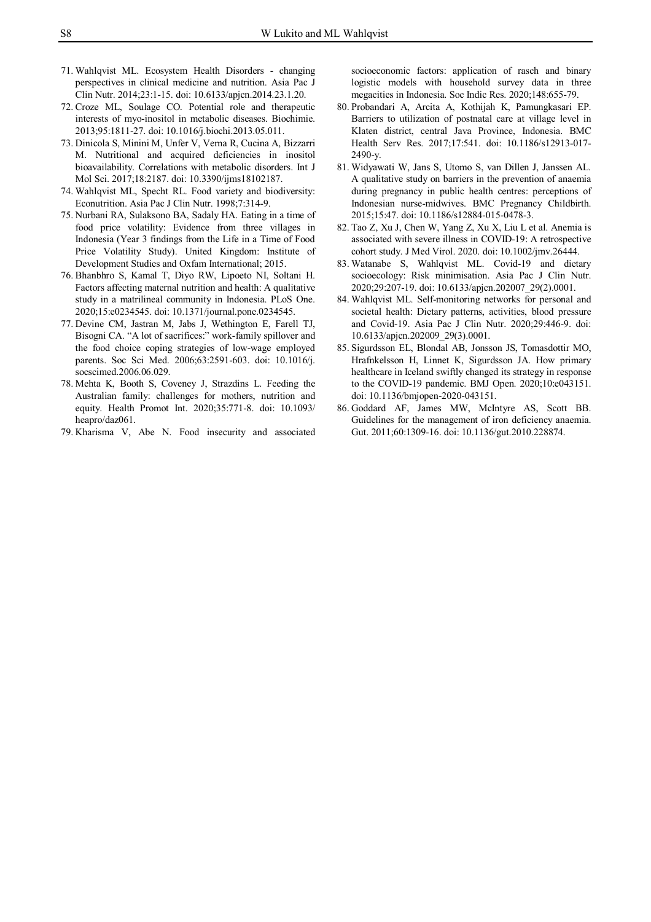71. Wahlqvist ML. Ecosystem Health Disorders - changing perspectives in clinical medicine and nutrition. Asia Pac J Clin Nutr. 2014;23:1-15. doi: 10.6133/apjcn.2014.23.1.20.
72. Croze ML, Soulage CO. Potential role and therapeutic interests of myo-inositol in metabolic diseases. Biochimie. 2013;95:1811-27. doi: 10.1016/j.biochi.2013.05.011.
73. Dinicola S, Minini M, Unfer V, Verna R, Cucina A, Bizzarri M. Nutritional and acquired deficiencies in inositol bioavailability. Correlations with metabolic disorders. Int J Mol Sci. 2017;18:2187. doi: 10.3390/ijms18102187.
74. Wahlqvist ML, Specht RL. Food variety and biodiversity: Econutrition. Asia Pac J Clin Nutr. 1998;7:314-9.
75. Nurbani RA, Sulaksono BA, Sadaly HA. Eating in a time of food price volatility: Evidence from three villages in Indonesia (Year 3 findings from the Life in a Time of Food Price Volatility Study). United Kingdom: Institute of Development Studies and Oxfam International; 2015.
76. Bhanbhro S, Kamal T, Diyo RW, Lipoeto NI, Soltani H. Factors affecting maternal nutrition and health: A qualitative study in a matrilineal community in Indonesia. PLoS One. 2020;15:e0234545. doi: 10.1371/journal.pone.0234545.
77. Devine CM, Jastran M, Jabs J, Wethington E, Farell TJ, Bisogni CA. "A lot of sacrifices:" work-family spillover and the food choice coping strategies of low-wage employed parents. Soc Sci Med. 2006;63:2591-603. doi: 10.1016/j.socscimed.2006.06.029.
78. Mehta K, Booth S, Coveney J, Strazdins L. Feeding the Australian family: challenges for mothers, nutrition and equity. Health Promot Int. 2020;35:771-8. doi: 10.1093/heapro/daz061.
79. Kharisma V, Abe N. Food insecurity and associated socioeconomic factors: application of rasch and binary logistic models with household survey data in three megacities in Indonesia. Soc Indic Res. 2020;148:655-79.
80. Probandari A, Arcita A, Kothijah K, Pamungkasari EP. Barriers to utilization of postnatal care at village level in Klaten district, central Java Province, Indonesia. BMC Health Serv Res. 2017;17:541. doi: 10.1186/s12913-017-2490-y.
81. Widyawati W, Jans S, Utomo S, van Dillen J, Janssen AL. A qualitative study on barriers in the prevention of anaemia during pregnancy in public health centres: perceptions of Indonesian nurse-midwives. BMC Pregnancy Childbirth. 2015;15:47. doi: 10.1186/s12884-015-0478-3.
82. Tao Z, Xu J, Chen W, Yang Z, Xu X, Liu L et al. Anemia is associated with severe illness in COVID-19: A retrospective cohort study. J Med Virol. 2020. doi: 10.1002/jmv.26444.
83. Watanabe S, Wahlqvist ML. Covid-19 and dietary socioecology: Risk minimisation. Asia Pac J Clin Nutr. 2020;29:207-19. doi: 10.6133/apjcn.202007_29(2).0001.
84. Wahlqvist ML. Self-monitoring networks for personal and societal health: Dietary patterns, activities, blood pressure and Covid-19. Asia Pac J Clin Nutr. 2020;29:446-9. doi: 10.6133/apjcn.202009_29(3).0001.
85. Sigurdsson EL, Blondal AB, Jonsson JS, Tomasdottir MO, Hrafnkelsson H, Linnet K, Sigurdsson JA. How primary healthcare in Iceland swiftly changed its strategy in response to the COVID-19 pandemic. BMJ Open. 2020;10:e043151. doi: 10.1136/bmjopen-2020-043151.
86. Goddard AF, James MW, McIntyre AS, Scott BB. Guidelines for the management of iron deficiency anaemia. Gut. 2011;60:1309-16. doi: 10.1136/gut.2010.228874.